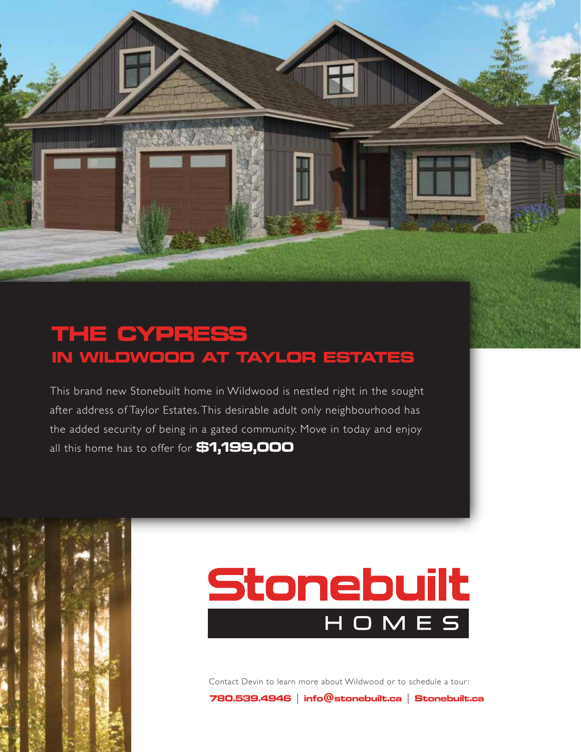# THE CYPRESS
## IN WILDWOOD AT TAYLOR ESTATES

This brand new Stonebuilt home in Wildwood is nestled right in the sought after address of Taylor Estates. This desirable adult only neighbourhood has the added security of being in a gated community. Move in today and enjoy all this home has to offer for **$1,199,000**

**Stonebuilt**
HOMES

Contact Devin to learn more about Wildwood or to schedule a tour:

**780.539.4946** | **info@stonebuilt.ca** | **Stonebuilt.ca**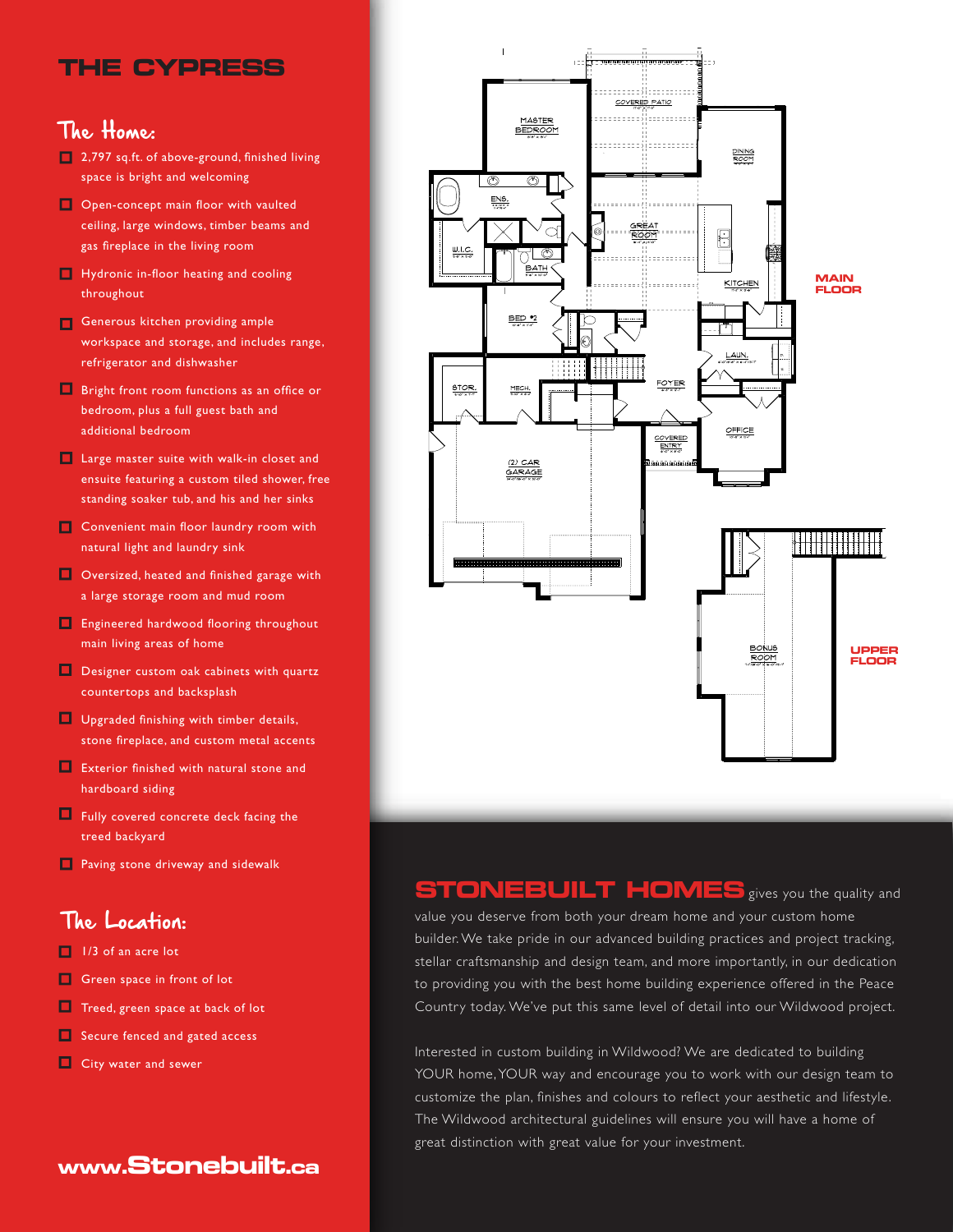# THE CYPRESS

## The Home:

- 2,797 sq.ft. of above-ground, finished living space is bright and welcoming
- Open-concept main floor with vaulted ceiling, large windows, timber beams and gas fireplace in the living room
- Hydronic in-floor heating and cooling throughout
- Generous kitchen providing ample workspace and storage, and includes range, refrigerator and dishwasher
- Bright front room functions as an office or bedroom, plus a full guest bath and additional bedroom
- Large master suite with walk-in closet and ensuite featuring a custom tiled shower, free standing soaker tub, and his and her sinks
- Convenient main floor laundry room with natural light and laundry sink
- Oversized, heated and finished garage with a large storage room and mud room
- Engineered hardwood flooring throughout main living areas of home
- Designer custom oak cabinets with quartz countertops and backsplash
- Upgraded finishing with timber details, stone fireplace, and custom metal accents
- Exterior finished with natural stone and hardboard siding
- Fully covered concrete deck facing the treed backyard
- Paving stone driveway and sidewalk

## The Location:

- 1/3 of an acre lot
- Green space in front of lot
- Treed, green space at back of lot
- Secure fenced and gated access
- City water and sewer

**www.Stonebuilt.ca**

COVERED PATIO
MASTER BEDROOM
DINING ROOM
ENS.
W.I.C.
GREAT ROOM
BATH
KITCHEN
MAIN FLOOR
BED #2
LAUN.
STOR.
MECH.
FOYER
OFFICE
COVERED ENTRY
(2) CAR GARAGE
BONUS ROOM
UPPER FLOOR

**STONEBUILT HOMES** gives you the quality and value you deserve from both your dream home and your custom home builder. We take pride in our advanced building practices and project tracking, stellar craftsmanship and design team, and more importantly, in our dedication to providing you with the best home building experience offered in the Peace Country today. We've put this same level of detail into our Wildwood project.

Interested in custom building in Wildwood? We are dedicated to building YOUR home, YOUR way and encourage you to work with our design team to customize the plan, finishes and colours to reflect your aesthetic and lifestyle. The Wildwood architectural guidelines will ensure you will have a home of great distinction with great value for your investment.